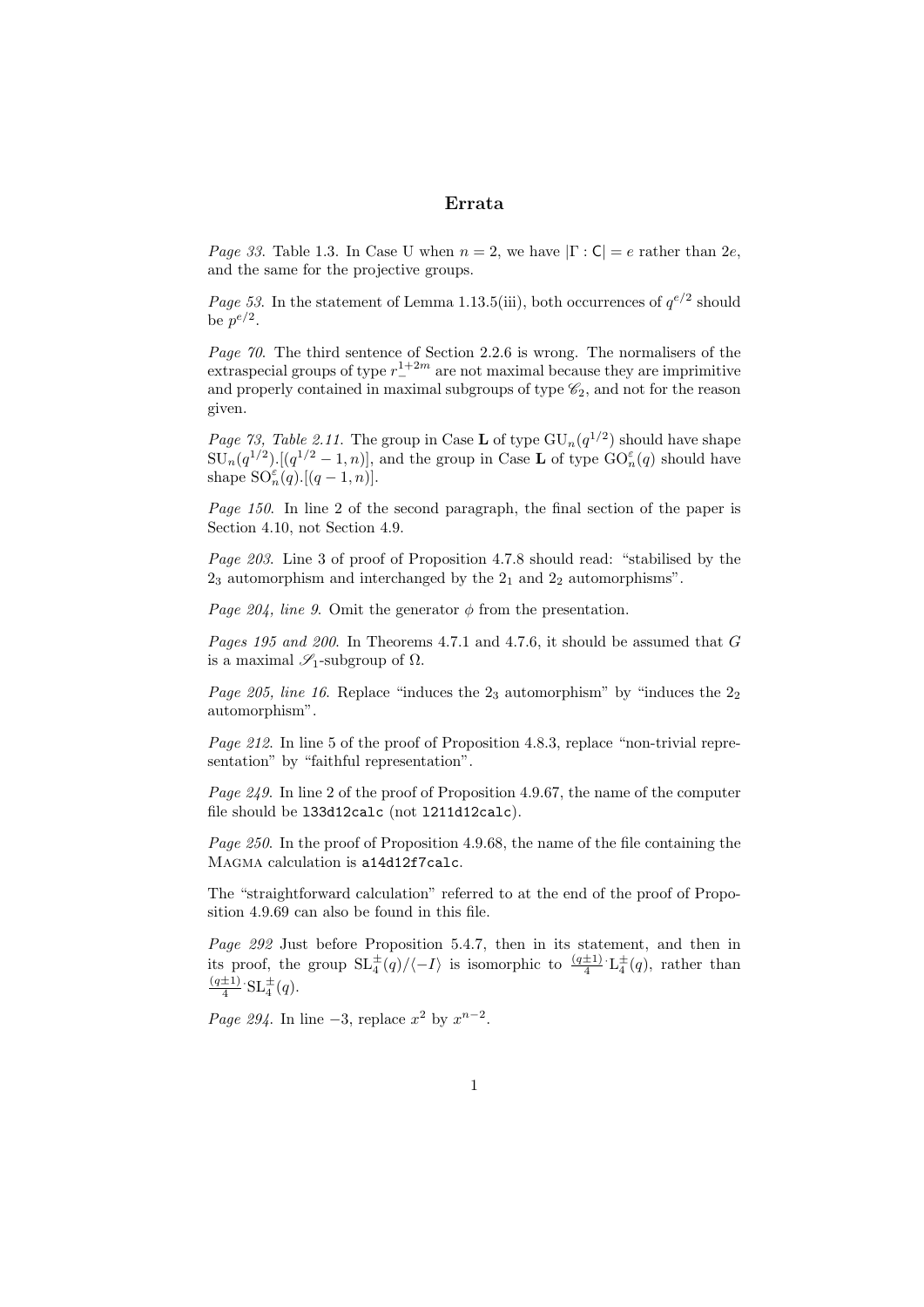# Errata

*Page 33.* Table 1.3. In Case U when $n = 2$, we have $|\Gamma : \mathsf{C}| = e$ rather than $2e$, and the same for the projective groups.

*Page 53.* In the statement of Lemma 1.13.5(iii), both occurrences of $q^{e/2}$ should be $p^{e/2}$.

*Page 70.* The third sentence of Section 2.2.6 is wrong. The normalisers of the extraspecial groups of type $r_{-}^{1+2m}$ are not maximal because they are imprimitive and properly contained in maximal subgroups of type $\mathscr{C}_2$, and not for the reason given.

*Page 73, Table 2.11.* The group in Case **L** of type $\mathrm{GU}_n(q^{1/2})$ should have shape $\mathrm{SU}_n(q^{1/2}).[(q^{1/2}-1,n)]$, and the group in Case **L** of type $\mathrm{GO}_n^{\varepsilon}(q)$ should have shape $\mathrm{SO}_n^{\varepsilon}(q).[(q-1,n)]$.

*Page 150.* In line 2 of the second paragraph, the final section of the paper is Section 4.10, not Section 4.9.

*Page 203.* Line 3 of proof of Proposition 4.7.8 should read: "stabilised by the $2_3$ automorphism and interchanged by the $2_1$ and $2_2$ automorphisms".

*Page 204, line 9.* Omit the generator $\phi$ from the presentation.

*Pages 195 and 200.* In Theorems 4.7.1 and 4.7.6, it should be assumed that $G$ is a maximal $\mathscr{S}_1$-subgroup of $\Omega$.

*Page 205, line 16.* Replace "induces the $2_3$ automorphism" by "induces the $2_2$ automorphism".

*Page 212.* In line 5 of the proof of Proposition 4.8.3, replace "non-trivial representation" by "faithful representation".

*Page 249.* In line 2 of the proof of Proposition 4.9.67, the name of the computer file should be `l33d12calc` (not `l211d12calc`).

*Page 250.* In the proof of Proposition 4.9.68, the name of the file containing the Magma calculation is `a14d12f7calc`.

The "straightforward calculation" referred to at the end of the proof of Proposition 4.9.69 can also be found in this file.

*Page 292* Just before Proposition 5.4.7, then in its statement, and then in its proof, the group $\mathrm{SL}_4^{\pm}(q)/\langle -I\rangle$ is isomorphic to $\frac{(q\pm1)}{4}{\cdot}\mathrm{L}_4^{\pm}(q)$, rather than $\frac{(q\pm1)}{4}{\cdot}\mathrm{SL}_4^{\pm}(q)$.

*Page 294.* In line $-3$, replace $x^2$ by $x^{n-2}$.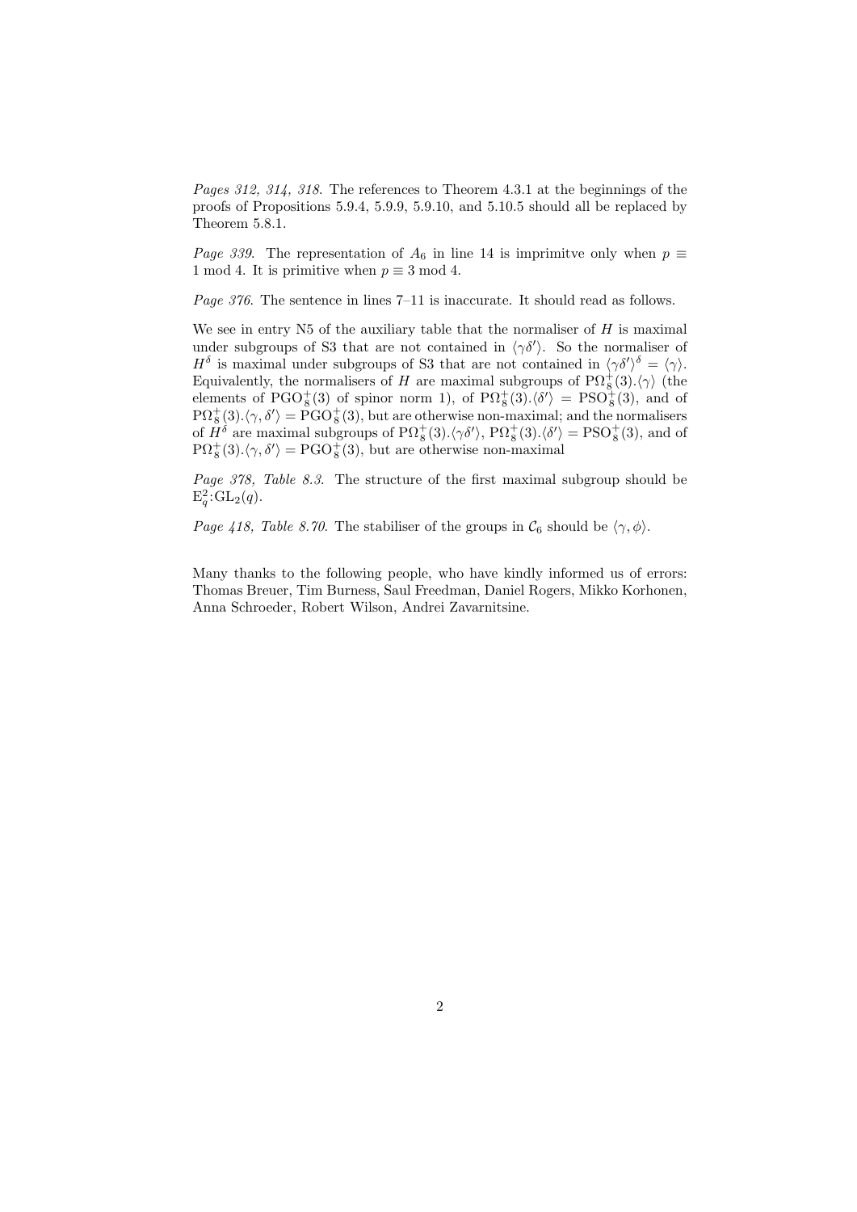*Pages 312, 314, 318.* The references to Theorem 4.3.1 at the beginnings of the proofs of Propositions 5.9.4, 5.9.9, 5.9.10, and 5.10.5 should all be replaced by Theorem 5.8.1.

*Page 339.* The representation of $A_6$ in line 14 is imprimitve only when $p \equiv 1 \bmod 4$. It is primitive when $p \equiv 3 \bmod 4$.

*Page 376.* The sentence in lines 7–11 is inaccurate. It should read as follows.

We see in entry N5 of the auxiliary table that the normaliser of $H$ is maximal under subgroups of S3 that are not contained in $\langle \gamma\delta' \rangle$. So the normaliser of $H^{\delta}$ is maximal under subgroups of S3 that are not contained in $\langle \gamma\delta' \rangle^{\delta} = \langle \gamma \rangle$. Equivalently, the normalisers of $H$ are maximal subgroups of $\mathrm{P\Omega}_8^+(3).\langle \gamma \rangle$ (the elements of $\mathrm{PGO}_8^+(3)$ of spinor norm 1), of $\mathrm{P\Omega}_8^+(3).\langle \delta' \rangle = \mathrm{PSO}_8^+(3)$, and of $\mathrm{P\Omega}_8^+(3).\langle \gamma, \delta' \rangle = \mathrm{PGO}_8^+(3)$, but are otherwise non-maximal; and the normalisers of $H^{\delta}$ are maximal subgroups of $\mathrm{P\Omega}_8^+(3).\langle \gamma\delta' \rangle$, $\mathrm{P\Omega}_8^+(3).\langle \delta' \rangle = \mathrm{PSO}_8^+(3)$, and of $\mathrm{P\Omega}_8^+(3).\langle \gamma, \delta' \rangle = \mathrm{PGO}_8^+(3)$, but are otherwise non-maximal

*Page 378, Table 8.3.* The structure of the first maximal subgroup should be $\mathrm{E}_q^2{:}\mathrm{GL}_2(q)$.

*Page 418, Table 8.70.* The stabiliser of the groups in $\mathcal{C}_6$ should be $\langle \gamma, \phi \rangle$.

Many thanks to the following people, who have kindly informed us of errors: Thomas Breuer, Tim Burness, Saul Freedman, Daniel Rogers, Mikko Korhonen, Anna Schroeder, Robert Wilson, Andrei Zavarnitsine.